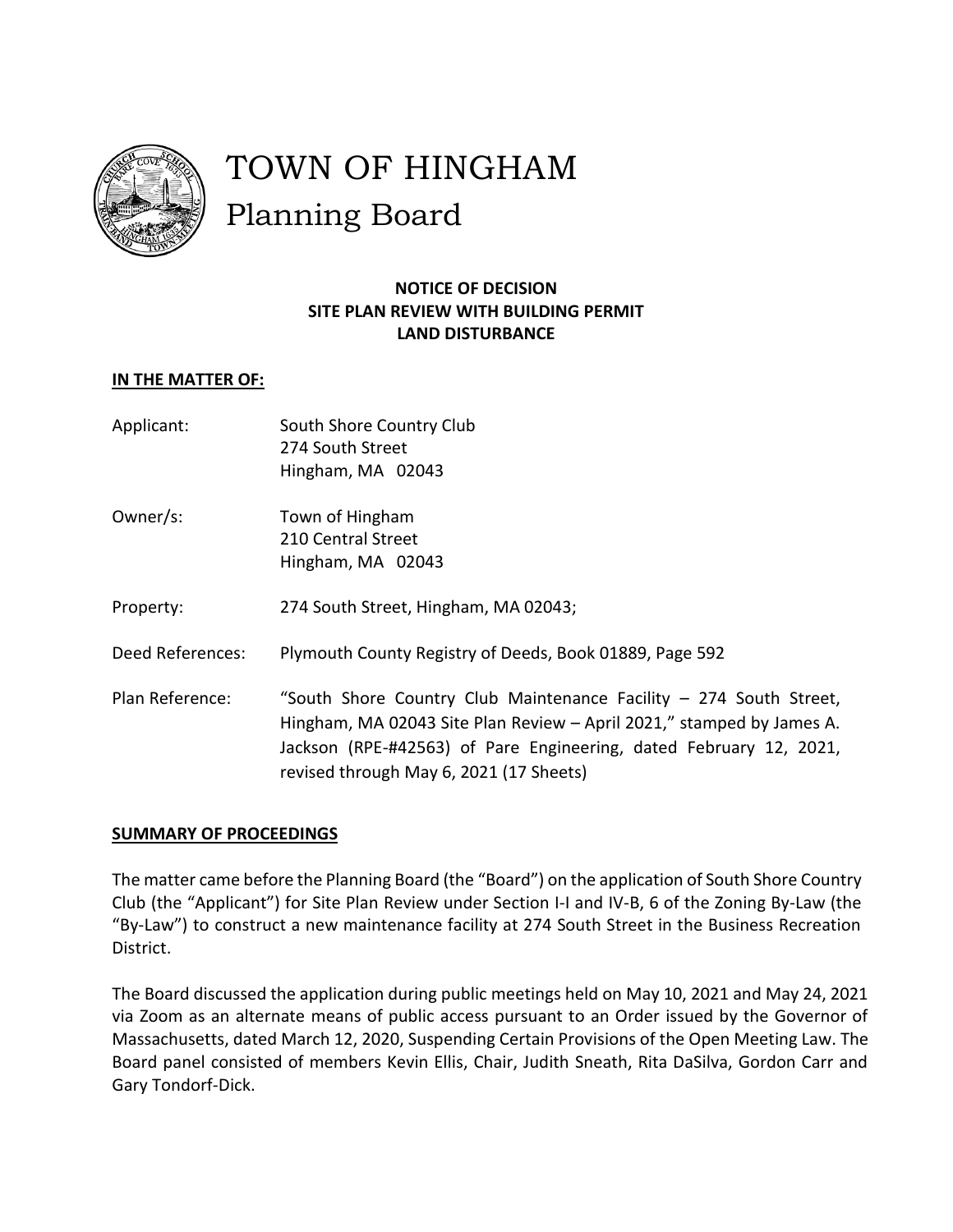# TOWN OF HINGHAM

## Planning Board

**NOTICE OF DECISION**
**SITE PLAN REVIEW WITH BUILDING PERMIT**
**LAND DISTURBANCE**

**IN THE MATTER OF:**

Applicant: South Shore Country Club
274 South Street
Hingham, MA 02043

Owner/s: Town of Hingham
210 Central Street
Hingham, MA 02043

Property: 274 South Street, Hingham, MA 02043;

Deed References: Plymouth County Registry of Deeds, Book 01889, Page 592

Plan Reference: "South Shore Country Club Maintenance Facility – 274 South Street, Hingham, MA 02043 Site Plan Review – April 2021," stamped by James A. Jackson (RPE-#42563) of Pare Engineering, dated February 12, 2021, revised through May 6, 2021 (17 Sheets)

**SUMMARY OF PROCEEDINGS**

The matter came before the Planning Board (the "Board") on the application of South Shore Country Club (the "Applicant") for Site Plan Review under Section I-I and IV-B, 6 of the Zoning By-Law (the "By-Law") to construct a new maintenance facility at 274 South Street in the Business Recreation District.

The Board discussed the application during public meetings held on May 10, 2021 and May 24, 2021 via Zoom as an alternate means of public access pursuant to an Order issued by the Governor of Massachusetts, dated March 12, 2020, Suspending Certain Provisions of the Open Meeting Law. The Board panel consisted of members Kevin Ellis, Chair, Judith Sneath, Rita DaSilva, Gordon Carr and Gary Tondorf-Dick.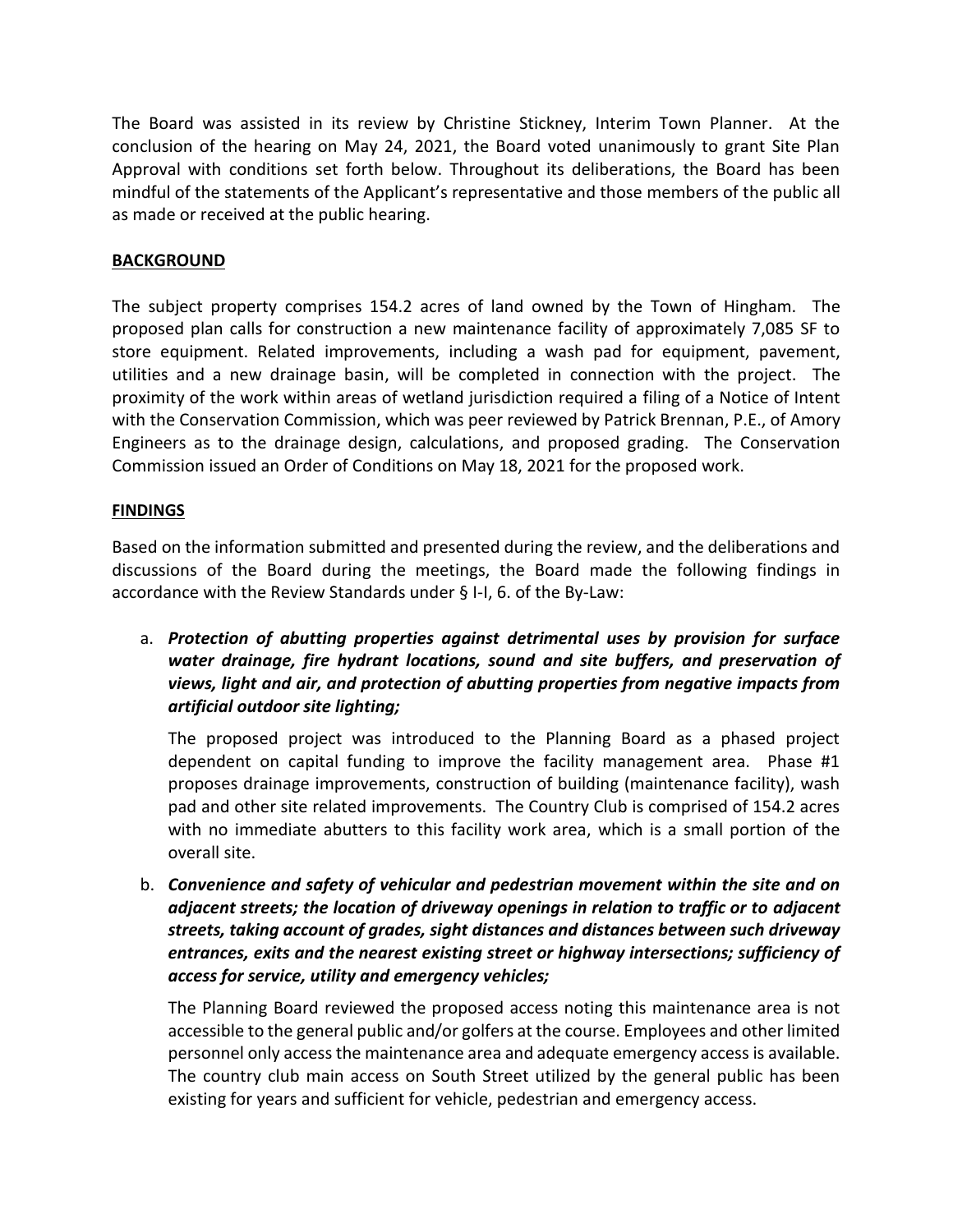The Board was assisted in its review by Christine Stickney, Interim Town Planner. At the conclusion of the hearing on May 24, 2021, the Board voted unanimously to grant Site Plan Approval with conditions set forth below. Throughout its deliberations, the Board has been mindful of the statements of the Applicant's representative and those members of the public all as made or received at the public hearing.

## BACKGROUND

The subject property comprises 154.2 acres of land owned by the Town of Hingham. The proposed plan calls for construction a new maintenance facility of approximately 7,085 SF to store equipment. Related improvements, including a wash pad for equipment, pavement, utilities and a new drainage basin, will be completed in connection with the project. The proximity of the work within areas of wetland jurisdiction required a filing of a Notice of Intent with the Conservation Commission, which was peer reviewed by Patrick Brennan, P.E., of Amory Engineers as to the drainage design, calculations, and proposed grading. The Conservation Commission issued an Order of Conditions on May 18, 2021 for the proposed work.

## FINDINGS

Based on the information submitted and presented during the review, and the deliberations and discussions of the Board during the meetings, the Board made the following findings in accordance with the Review Standards under § I-I, 6. of the By-Law:

a. ***Protection of abutting properties against detrimental uses by provision for surface water drainage, fire hydrant locations, sound and site buffers, and preservation of views, light and air, and protection of abutting properties from negative impacts from artificial outdoor site lighting;***

   The proposed project was introduced to the Planning Board as a phased project dependent on capital funding to improve the facility management area. Phase #1 proposes drainage improvements, construction of building (maintenance facility), wash pad and other site related improvements. The Country Club is comprised of 154.2 acres with no immediate abutters to this facility work area, which is a small portion of the overall site.

b. ***Convenience and safety of vehicular and pedestrian movement within the site and on adjacent streets; the location of driveway openings in relation to traffic or to adjacent streets, taking account of grades, sight distances and distances between such driveway entrances, exits and the nearest existing street or highway intersections; sufficiency of access for service, utility and emergency vehicles;***

   The Planning Board reviewed the proposed access noting this maintenance area is not accessible to the general public and/or golfers at the course. Employees and other limited personnel only access the maintenance area and adequate emergency access is available. The country club main access on South Street utilized by the general public has been existing for years and sufficient for vehicle, pedestrian and emergency access.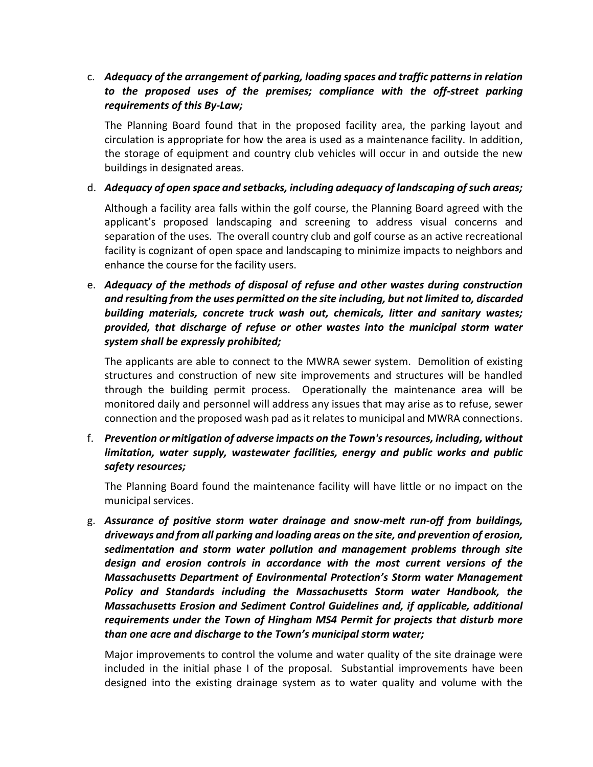c. ***Adequacy of the arrangement of parking, loading spaces and traffic patterns in relation to the proposed uses of the premises; compliance with the off-street parking requirements of this By-Law;***

   The Planning Board found that in the proposed facility area, the parking layout and circulation is appropriate for how the area is used as a maintenance facility. In addition, the storage of equipment and country club vehicles will occur in and outside the new buildings in designated areas.

d. ***Adequacy of open space and setbacks, including adequacy of landscaping of such areas;***

   Although a facility area falls within the golf course, the Planning Board agreed with the applicant's proposed landscaping and screening to address visual concerns and separation of the uses. The overall country club and golf course as an active recreational facility is cognizant of open space and landscaping to minimize impacts to neighbors and enhance the course for the facility users.

e. ***Adequacy of the methods of disposal of refuse and other wastes during construction and resulting from the uses permitted on the site including, but not limited to, discarded building materials, concrete truck wash out, chemicals, litter and sanitary wastes; provided, that discharge of refuse or other wastes into the municipal storm water system shall be expressly prohibited;***

   The applicants are able to connect to the MWRA sewer system. Demolition of existing structures and construction of new site improvements and structures will be handled through the building permit process. Operationally the maintenance area will be monitored daily and personnel will address any issues that may arise as to refuse, sewer connection and the proposed wash pad as it relates to municipal and MWRA connections.

f. ***Prevention or mitigation of adverse impacts on the Town's resources, including, without limitation, water supply, wastewater facilities, energy and public works and public safety resources;***

   The Planning Board found the maintenance facility will have little or no impact on the municipal services.

g. ***Assurance of positive storm water drainage and snow-melt run-off from buildings, driveways and from all parking and loading areas on the site, and prevention of erosion, sedimentation and storm water pollution and management problems through site design and erosion controls in accordance with the most current versions of the Massachusetts Department of Environmental Protection's Storm water Management Policy and Standards including the Massachusetts Storm water Handbook, the Massachusetts Erosion and Sediment Control Guidelines and, if applicable, additional requirements under the Town of Hingham MS4 Permit for projects that disturb more than one acre and discharge to the Town's municipal storm water;***

   Major improvements to control the volume and water quality of the site drainage were included in the initial phase I of the proposal. Substantial improvements have been designed into the existing drainage system as to water quality and volume with the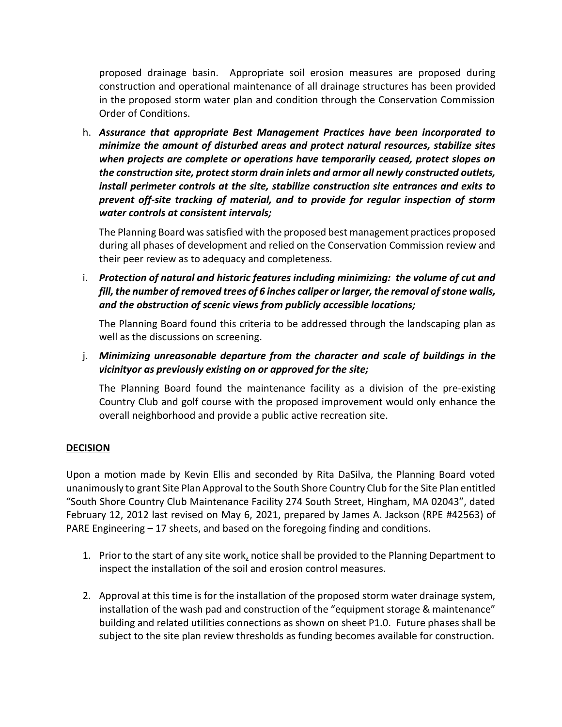proposed drainage basin. Appropriate soil erosion measures are proposed during construction and operational maintenance of all drainage structures has been provided in the proposed storm water plan and condition through the Conservation Commission Order of Conditions.

h. ***Assurance that appropriate Best Management Practices have been incorporated to minimize the amount of disturbed areas and protect natural resources, stabilize sites when projects are complete or operations have temporarily ceased, protect slopes on the construction site, protect storm drain inlets and armor all newly constructed outlets, install perimeter controls at the site, stabilize construction site entrances and exits to prevent off-site tracking of material, and to provide for regular inspection of storm water controls at consistent intervals;***

   The Planning Board was satisfied with the proposed best management practices proposed during all phases of development and relied on the Conservation Commission review and their peer review as to adequacy and completeness.

i. ***Protection of natural and historic features including minimizing: the volume of cut and fill, the number of removed trees of 6 inches caliper or larger, the removal of stone walls, and the obstruction of scenic views from publicly accessible locations;***

   The Planning Board found this criteria to be addressed through the landscaping plan as well as the discussions on screening.

j. ***Minimizing unreasonable departure from the character and scale of buildings in the vicinityor as previously existing on or approved for the site;***

   The Planning Board found the maintenance facility as a division of the pre-existing Country Club and golf course with the proposed improvement would only enhance the overall neighborhood and provide a public active recreation site.

**DECISION**

Upon a motion made by Kevin Ellis and seconded by Rita DaSilva, the Planning Board voted unanimously to grant Site Plan Approval to the South Shore Country Club for the Site Plan entitled "South Shore Country Club Maintenance Facility 274 South Street, Hingham, MA 02043", dated February 12, 2012 last revised on May 6, 2021, prepared by James A. Jackson (RPE #42563) of PARE Engineering – 17 sheets, and based on the foregoing finding and conditions.

1. Prior to the start of any site work, notice shall be provided to the Planning Department to inspect the installation of the soil and erosion control measures.

2. Approval at this time is for the installation of the proposed storm water drainage system, installation of the wash pad and construction of the "equipment storage & maintenance" building and related utilities connections as shown on sheet P1.0. Future phases shall be subject to the site plan review thresholds as funding becomes available for construction.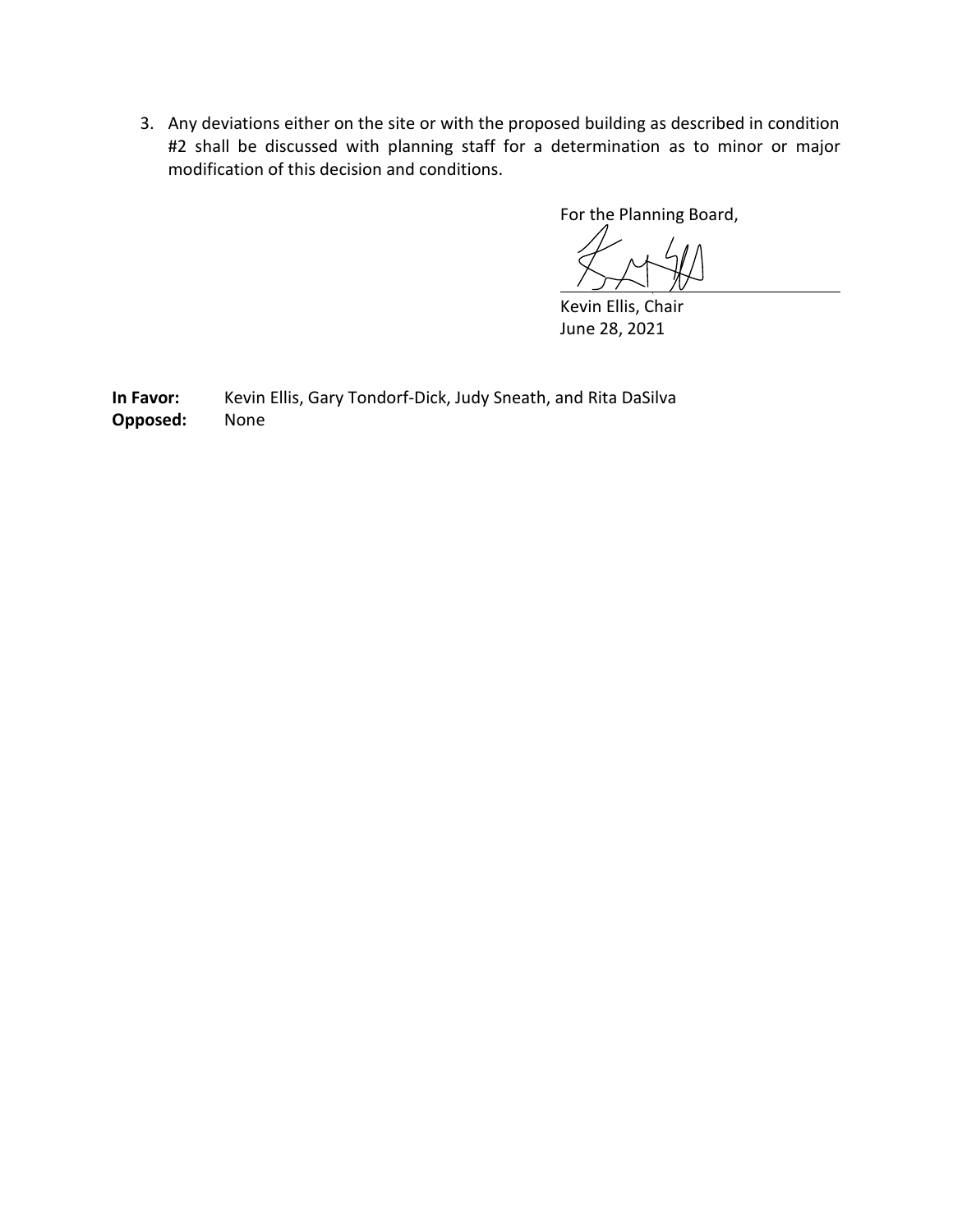3. Any deviations either on the site or with the proposed building as described in condition #2 shall be discussed with planning staff for a determination as to minor or major modification of this decision and conditions.

For the Planning Board,

Kevin Ellis, Chair
June 28, 2021

**In Favor:** Kevin Ellis, Gary Tondorf-Dick, Judy Sneath, and Rita DaSilva
**Opposed:** None